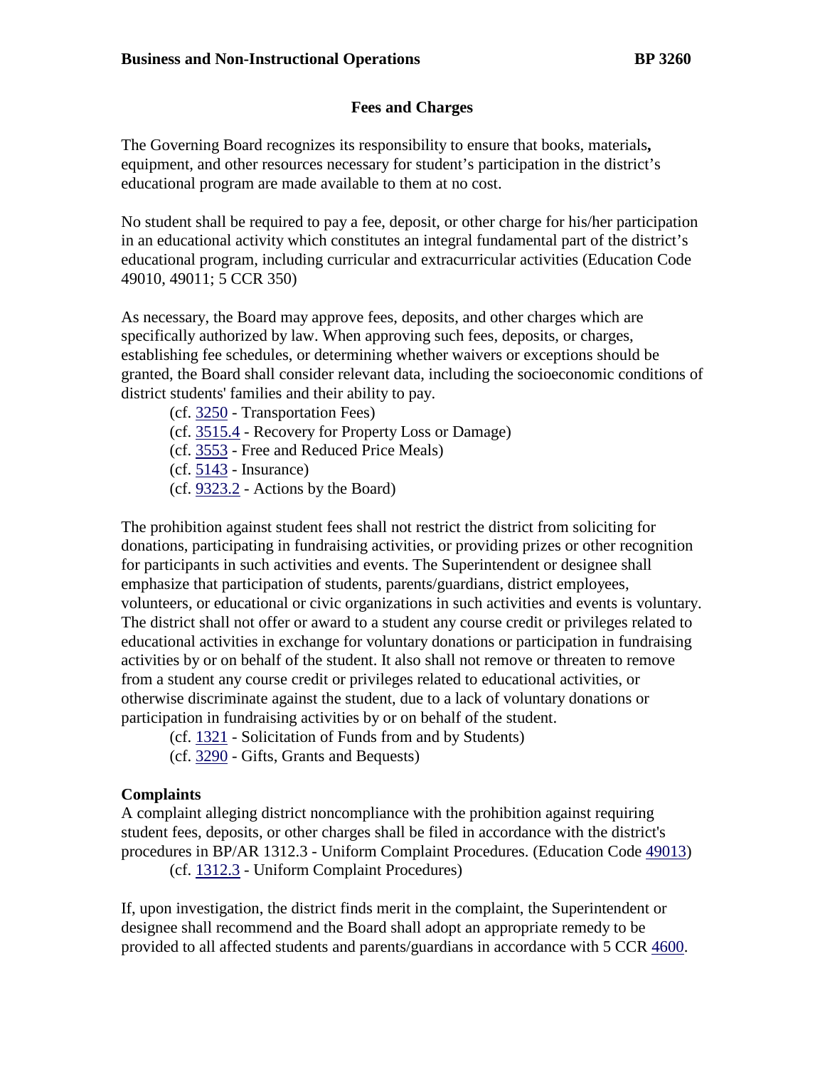**Business and Non-Instructional Operations** **BP 3260**

## Fees and Charges

The Governing Board recognizes its responsibility to ensure that books, materials**,** equipment, and other resources necessary for student's participation in the district's educational program are made available to them at no cost.

No student shall be required to pay a fee, deposit, or other charge for his/her participation in an educational activity which constitutes an integral fundamental part of the district's educational program, including curricular and extracurricular activities (Education Code 49010, 49011; 5 CCR 350)

As necessary, the Board may approve fees, deposits, and other charges which are specifically authorized by law. When approving such fees, deposits, or charges, establishing fee schedules, or determining whether waivers or exceptions should be granted, the Board shall consider relevant data, including the socioeconomic conditions of district students' families and their ability to pay.

(cf. 3250 - Transportation Fees)
(cf. 3515.4 - Recovery for Property Loss or Damage)
(cf. 3553 - Free and Reduced Price Meals)
(cf. 5143 - Insurance)
(cf. 9323.2 - Actions by the Board)

The prohibition against student fees shall not restrict the district from soliciting for donations, participating in fundraising activities, or providing prizes or other recognition for participants in such activities and events. The Superintendent or designee shall emphasize that participation of students, parents/guardians, district employees, volunteers, or educational or civic organizations in such activities and events is voluntary. The district shall not offer or award to a student any course credit or privileges related to educational activities in exchange for voluntary donations or participation in fundraising activities by or on behalf of the student. It also shall not remove or threaten to remove from a student any course credit or privileges related to educational activities, or otherwise discriminate against the student, due to a lack of voluntary donations or participation in fundraising activities by or on behalf of the student.

(cf. 1321 - Solicitation of Funds from and by Students)
(cf. 3290 - Gifts, Grants and Bequests)

**Complaints**

A complaint alleging district noncompliance with the prohibition against requiring student fees, deposits, or other charges shall be filed in accordance with the district's procedures in BP/AR 1312.3 - Uniform Complaint Procedures. (Education Code 49013)

(cf. 1312.3 - Uniform Complaint Procedures)

If, upon investigation, the district finds merit in the complaint, the Superintendent or designee shall recommend and the Board shall adopt an appropriate remedy to be provided to all affected students and parents/guardians in accordance with 5 CCR 4600.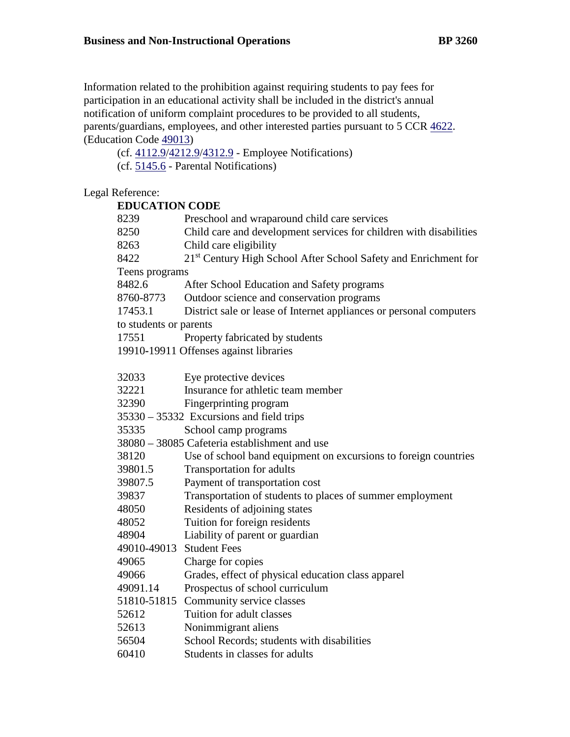Information related to the prohibition against requiring students to pay fees for participation in an educational activity shall be included in the district's annual notification of uniform complaint procedures to be provided to all students, parents/guardians, employees, and other interested parties pursuant to 5 CCR 4622. (Education Code 49013)

(cf. 4112.9/4212.9/4312.9 - Employee Notifications)
(cf. 5145.6 - Parental Notifications)

Legal Reference:

**EDUCATION CODE**

8239 Preschool and wraparound child care services
8250 Child care and development services for children with disabilities
8263 Child care eligibility
8422 21st Century High School After School Safety and Enrichment for Teens programs
8482.6 After School Education and Safety programs
8760-8773 Outdoor science and conservation programs
17453.1 District sale or lease of Internet appliances or personal computers to students or parents
17551 Property fabricated by students
19910-19911 Offenses against libraries

32033 Eye protective devices
32221 Insurance for athletic team member
32390 Fingerprinting program
35330 – 35332 Excursions and field trips
35335 School camp programs
38080 – 38085 Cafeteria establishment and use
38120 Use of school band equipment on excursions to foreign countries
39801.5 Transportation for adults
39807.5 Payment of transportation cost
39837 Transportation of students to places of summer employment
48050 Residents of adjoining states
48052 Tuition for foreign residents
48904 Liability of parent or guardian
49010-49013 Student Fees
49065 Charge for copies
49066 Grades, effect of physical education class apparel
49091.14 Prospectus of school curriculum
51810-51815 Community service classes
52612 Tuition for adult classes
52613 Nonimmigrant aliens
56504 School Records; students with disabilities
60410 Students in classes for adults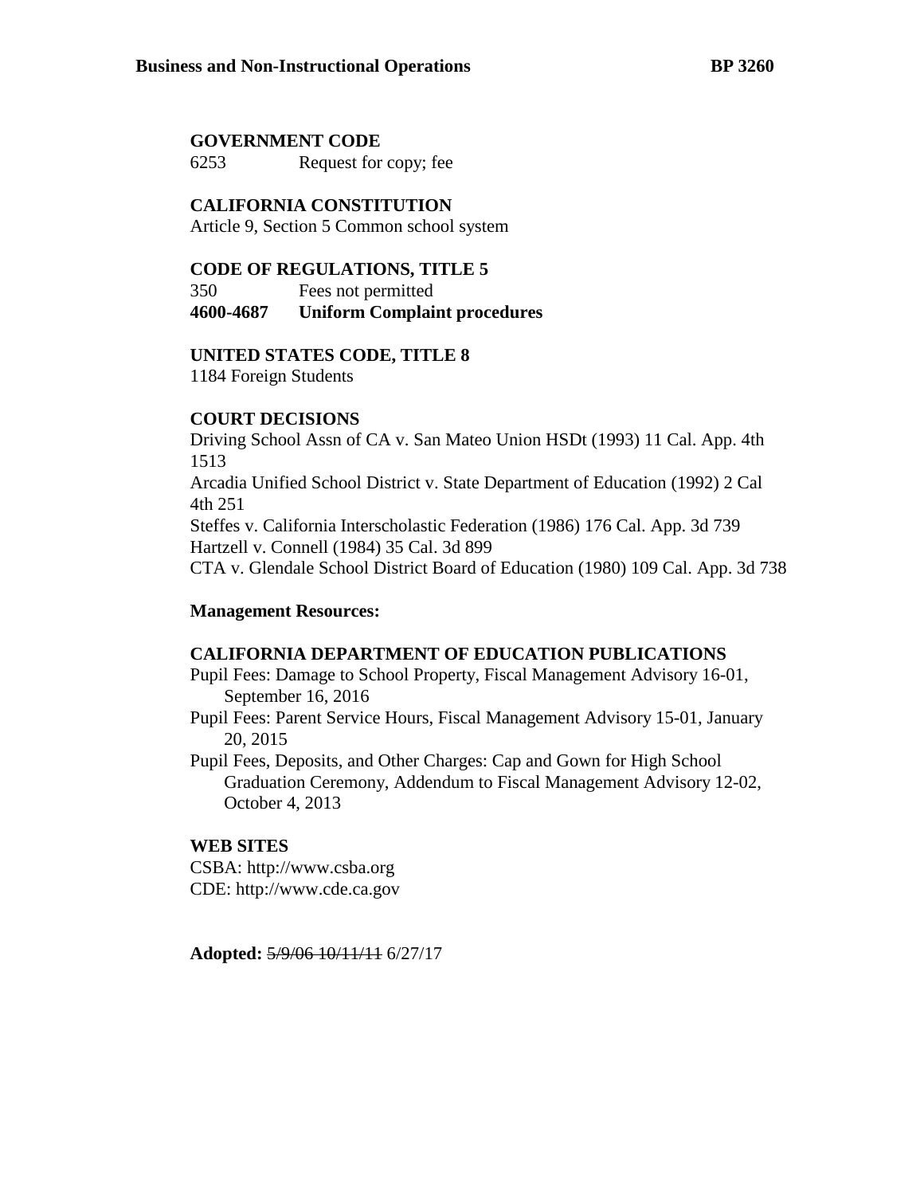**GOVERNMENT CODE**
6253 Request for copy; fee

**CALIFORNIA CONSTITUTION**
Article 9, Section 5 Common school system

**CODE OF REGULATIONS, TITLE 5**
350 Fees not permitted
**4600-4687 Uniform Complaint procedures**

**UNITED STATES CODE, TITLE 8**
1184 Foreign Students

**COURT DECISIONS**
Driving School Assn of CA v. San Mateo Union HSDt (1993) 11 Cal. App. 4th 1513
Arcadia Unified School District v. State Department of Education (1992) 2 Cal 4th 251
Steffes v. California Interscholastic Federation (1986) 176 Cal. App. 3d 739
Hartzell v. Connell (1984) 35 Cal. 3d 899
CTA v. Glendale School District Board of Education (1980) 109 Cal. App. 3d 738

**Management Resources:**

**CALIFORNIA DEPARTMENT OF EDUCATION PUBLICATIONS**
Pupil Fees: Damage to School Property, Fiscal Management Advisory 16-01, September 16, 2016
Pupil Fees: Parent Service Hours, Fiscal Management Advisory 15-01, January 20, 2015
Pupil Fees, Deposits, and Other Charges: Cap and Gown for High School Graduation Ceremony, Addendum to Fiscal Management Advisory 12-02, October 4, 2013

**WEB SITES**
CSBA: http://www.csba.org
CDE: http://www.cde.ca.gov

**Adopted:** ~~5/9/06 10/11/11~~ 6/27/17